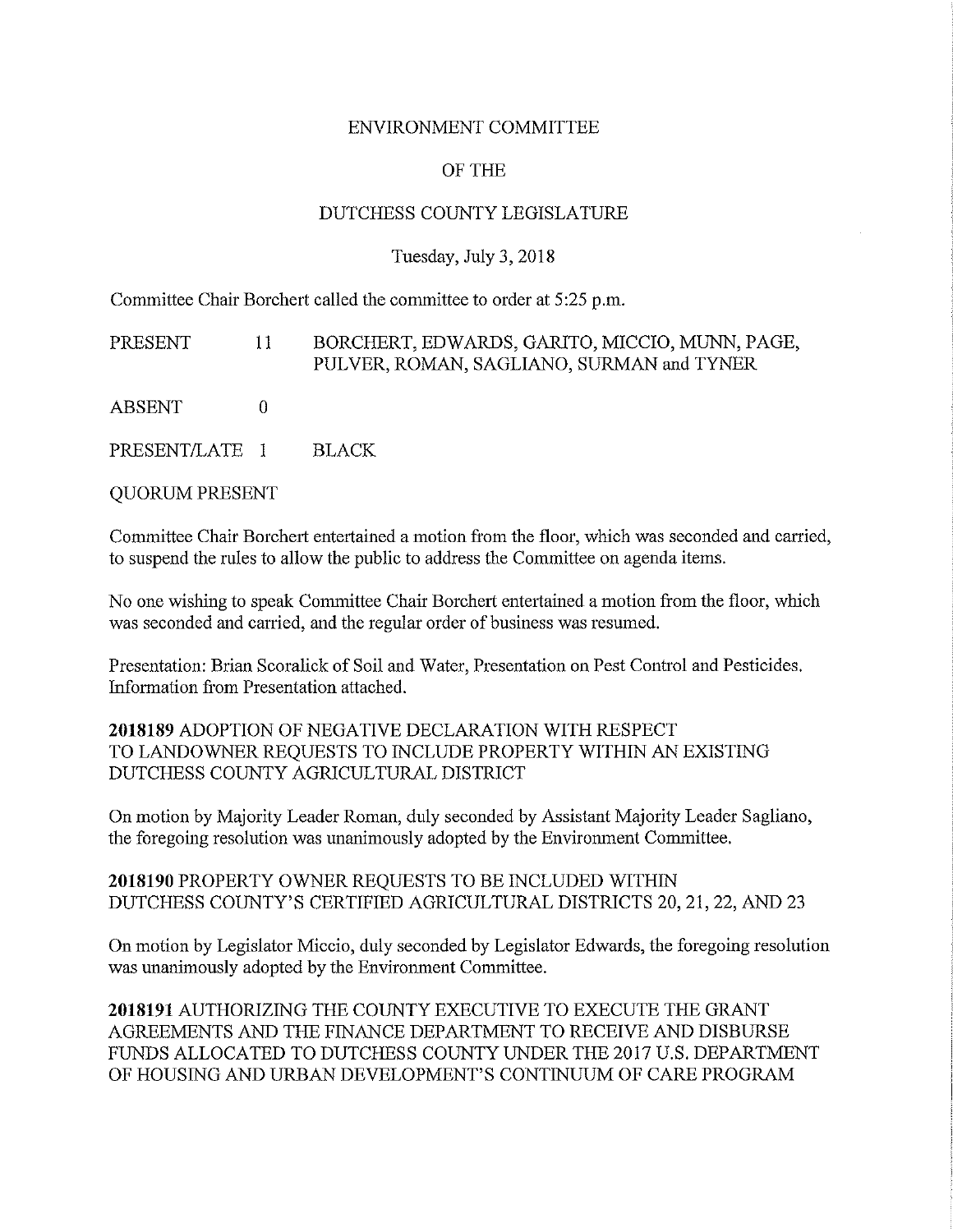# ENVIRONMENT COMMITTEE

# OF THE

# DUTCHESS COUNTY LEGISLATURE

Tuesday, July 3, 2018

Committee Chair Borchert called the committee to order at 5:25 p.m.

| | | |
|---|---|---|
| PRESENT | 11 | BORCHERT, EDWARDS, GARITO, MICCIO, MUNN, PAGE, PULVER, ROMAN, SAGLIANO, SURMAN and TYNER |
| ABSENT | 0 | |
| PRESENT/LATE | 1 | BLACK |

QUORUM PRESENT

Committee Chair Borchert entertained a motion from the floor, which was seconded and carried, to suspend the rules to allow the public to address the Committee on agenda items.

No one wishing to speak Committee Chair Borchert entertained a motion from the floor, which was seconded and carried, and the regular order of business was resumed.

Presentation: Brian Scoralick of Soil and Water, Presentation on Pest Control and Pesticides. Information from Presentation attached.

**2018189** ADOPTION OF NEGATIVE DECLARATION WITH RESPECT TO LANDOWNER REQUESTS TO INCLUDE PROPERTY WITHIN AN EXISTING DUTCHESS COUNTY AGRICULTURAL DISTRICT

On motion by Majority Leader Roman, duly seconded by Assistant Majority Leader Sagliano, the foregoing resolution was unanimously adopted by the Environment Committee.

**2018190** PROPERTY OWNER REQUESTS TO BE INCLUDED WITHIN DUTCHESS COUNTY'S CERTIFIED AGRICULTURAL DISTRICTS 20, 21, 22, AND 23

On motion by Legislator Miccio, duly seconded by Legislator Edwards, the foregoing resolution was unanimously adopted by the Environment Committee.

**2018191** AUTHORIZING THE COUNTY EXECUTIVE TO EXECUTE THE GRANT AGREEMENTS AND THE FINANCE DEPARTMENT TO RECEIVE AND DISBURSE FUNDS ALLOCATED TO DUTCHESS COUNTY UNDER THE 2017 U.S. DEPARTMENT OF HOUSING AND URBAN DEVELOPMENT'S CONTINUUM OF CARE PROGRAM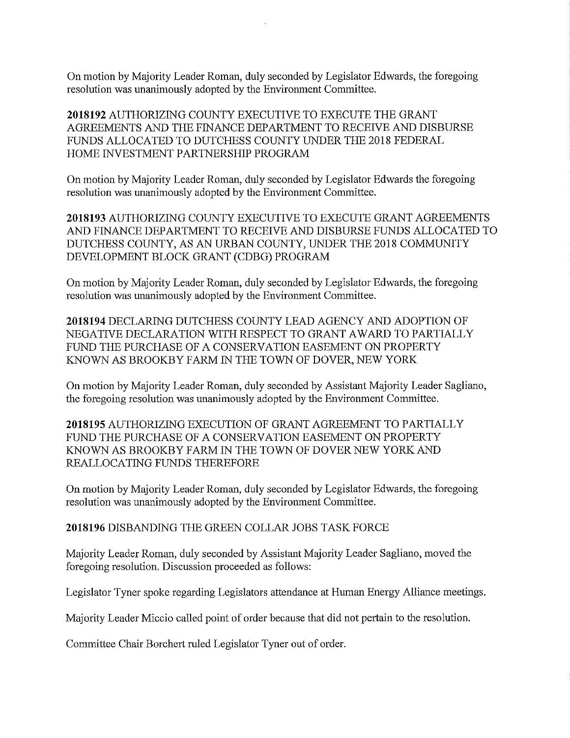On motion by Majority Leader Roman, duly seconded by Legislator Edwards, the foregoing resolution was unanimously adopted by the Environment Committee.

**2018192** AUTHORIZING COUNTY EXECUTIVE TO EXECUTE THE GRANT AGREEMENTS AND THE FINANCE DEPARTMENT TO RECEIVE AND DISBURSE FUNDS ALLOCATED TO DUTCHESS COUNTY UNDER THE 2018 FEDERAL HOME INVESTMENT PARTNERSHIP PROGRAM

On motion by Majority Leader Roman, duly seconded by Legislator Edwards the foregoing resolution was unanimously adopted by the Environment Committee.

**2018193** AUTHORIZING COUNTY EXECUTIVE TO EXECUTE GRANT AGREEMENTS AND FINANCE DEPARTMENT TO RECEIVE AND DISBURSE FUNDS ALLOCATED TO DUTCHESS COUNTY, AS AN URBAN COUNTY, UNDER THE 2018 COMMUNITY DEVELOPMENT BLOCK GRANT (CDBG) PROGRAM

On motion by Majority Leader Roman, duly seconded by Legislator Edwards, the foregoing resolution was unanimously adopted by the Environment Committee.

**2018194** DECLARING DUTCHESS COUNTY LEAD AGENCY AND ADOPTION OF NEGATIVE DECLARATION WITH RESPECT TO GRANT AWARD TO PARTIALLY FUND THE PURCHASE OF A CONSERVATION EASEMENT ON PROPERTY KNOWN AS BROOKBY FARM IN THE TOWN OF DOVER, NEW YORK

On motion by Majority Leader Roman, duly seconded by Assistant Majority Leader Sagliano, the foregoing resolution was unanimously adopted by the Environment Committee.

**2018195** AUTHORIZING EXECUTION OF GRANT AGREEMENT TO PARTIALLY FUND THE PURCHASE OF A CONSERVATION EASEMENT ON PROPERTY KNOWN AS BROOKBY FARM IN THE TOWN OF DOVER NEW YORK AND REALLOCATING FUNDS THEREFORE

On motion by Majority Leader Roman, duly seconded by Legislator Edwards, the foregoing resolution was unanimously adopted by the Environment Committee.

**2018196** DISBANDING THE GREEN COLLAR JOBS TASK FORCE

Majority Leader Roman, duly seconded by Assistant Majority Leader Sagliano, moved the foregoing resolution. Discussion proceeded as follows:

Legislator Tyner spoke regarding Legislators attendance at Human Energy Alliance meetings.

Majority Leader Miccio called point of order because that did not pertain to the resolution.

Committee Chair Borchert ruled Legislator Tyner out of order.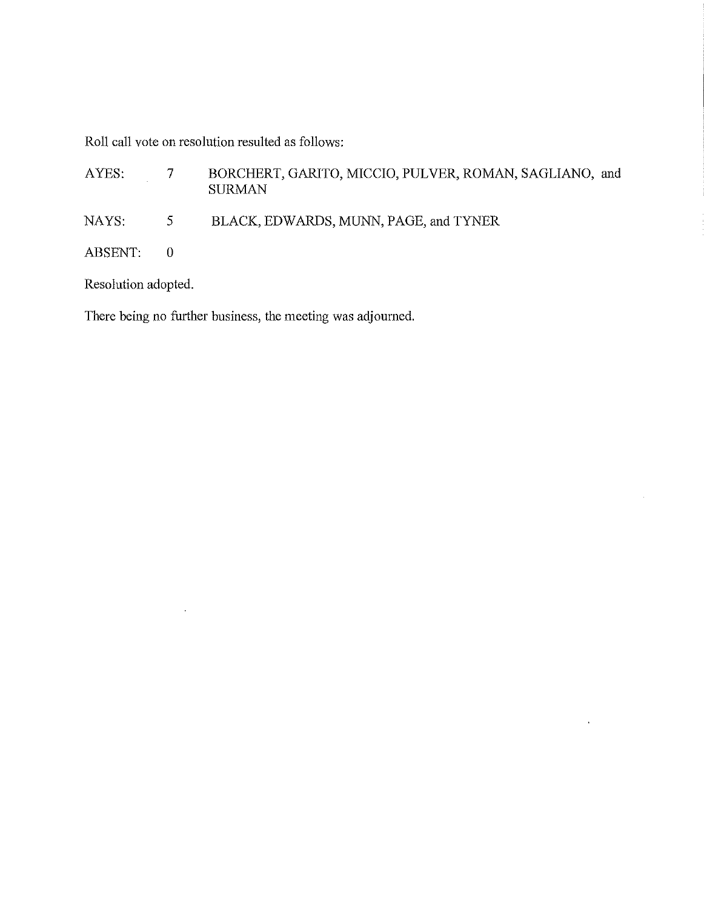Roll call vote on resolution resulted as follows:

| | | |
|---|---|---|
| AYES: | 7 | BORCHERT, GARITO, MICCIO, PULVER, ROMAN, SAGLIANO, and SURMAN |
| NAYS: | 5 | BLACK, EDWARDS, MUNN, PAGE, and TYNER |
| ABSENT: | 0 | |

Resolution adopted.

There being no further business, the meeting was adjourned.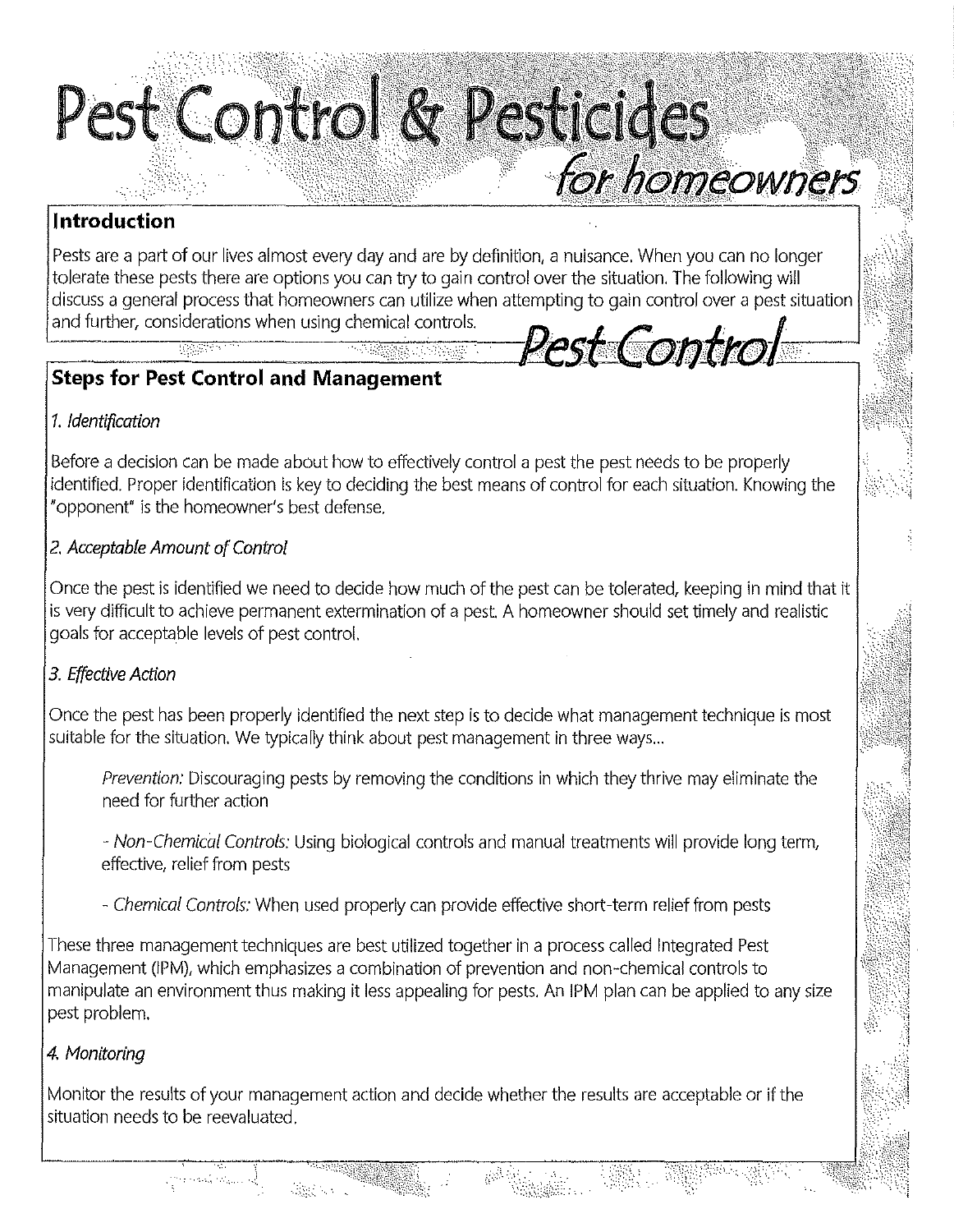# Pest Control & Pesticides

*for homeowners*

## Introduction

Pests are a part of our lives almost every day and are by definition, a nuisance. When you can no longer tolerate these pests there are options you can try to gain control over the situation. The following will discuss a general process that homeowners can utilize when attempting to gain control over a pest situation and further, considerations when using chemical controls.

# Pest Control

## Steps for Pest Control and Management

### *1. Identification*

Before a decision can be made about how to effectively control a pest the pest needs to be properly identified. Proper identification is key to deciding the best means of control for each situation. Knowing the "opponent" is the homeowner's best defense.

### *2. Acceptable Amount of Control*

Once the pest is identified we need to decide how much of the pest can be tolerated, keeping in mind that it is very difficult to achieve permanent extermination of a pest. A homeowner should set timely and realistic goals for acceptable levels of pest control.

### *3. Effective Action*

Once the pest has been properly identified the next step is to decide what management technique is most suitable for the situation. We typically think about pest management in three ways...

*Prevention:* Discouraging pests by removing the conditions in which they thrive may eliminate the need for further action

- *Non-Chemical Controls:* Using biological controls and manual treatments will provide long term, effective, relief from pests

- *Chemical Controls:* When used properly can provide effective short-term relief from pests

These three management techniques are best utilized together in a process called Integrated Pest Management (IPM), which emphasizes a combination of prevention and non-chemical controls to manipulate an environment thus making it less appealing for pests. An IPM plan can be applied to any size pest problem.

### *4. Monitoring*

Monitor the results of your management action and decide whether the results are acceptable or if the situation needs to be reevaluated.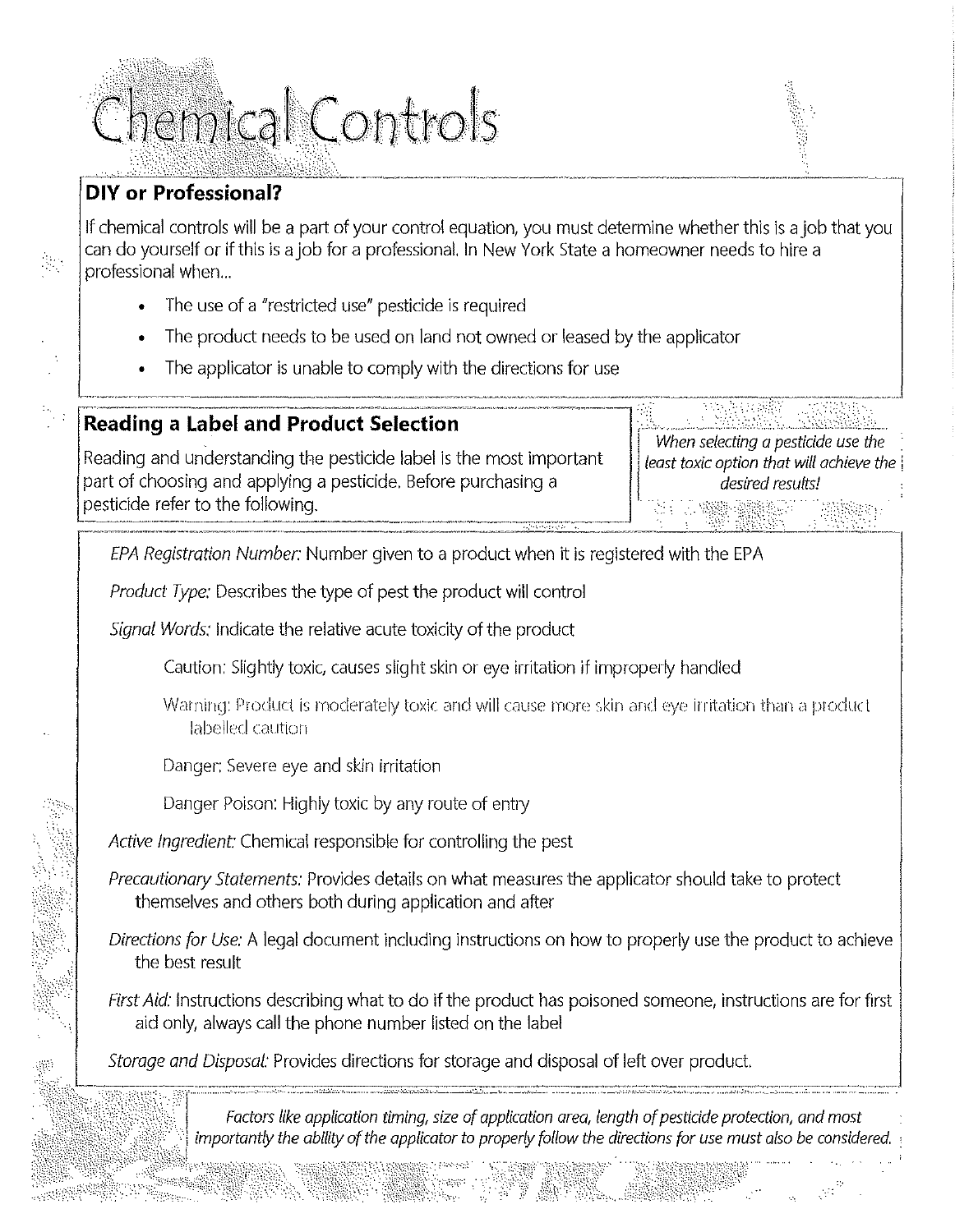# Chemical Controls

## DIY or Professional?

If chemical controls will be a part of your control equation, you must determine whether this is a job that you can do yourself or if this is a job for a professional. In New York State a homeowner needs to hire a professional when...

- The use of a "restricted use" pesticide is required
- The product needs to be used on land not owned or leased by the applicator
- The applicator is unable to comply with the directions for use

## Reading a Label and Product Selection

Reading and understanding the pesticide label is the most important part of choosing and applying a pesticide. Before purchasing a pesticide refer to the following.

*When selecting a pesticide use the least toxic option that will achieve the desired results!*

*EPA Registration Number:* Number given to a product when it is registered with the EPA

*Product Type:* Describes the type of pest the product will control

*Signal Words:* Indicate the relative acute toxicity of the product

- Caution: Slightly toxic, causes slight skin or eye irritation if improperly handled
- Warning: Product is moderately toxic and will cause more skin and eye irritation than a product labelled caution
- Danger: Severe eye and skin irritation
- Danger Poison: Highly toxic by any route of entry

*Active Ingredient:* Chemical responsible for controlling the pest

*Precautionary Statements:* Provides details on what measures the applicator should take to protect themselves and others both during application and after

*Directions for Use:* A legal document including instructions on how to properly use the product to achieve the best result

*First Aid:* Instructions describing what to do if the product has poisoned someone, instructions are for first aid only, always call the phone number listed on the label

*Storage and Disposal:* Provides directions for storage and disposal of left over product.

*Factors like application timing, size of application area, length of pesticide protection, and most importantly the ability of the applicator to properly follow the directions for use must also be considered.*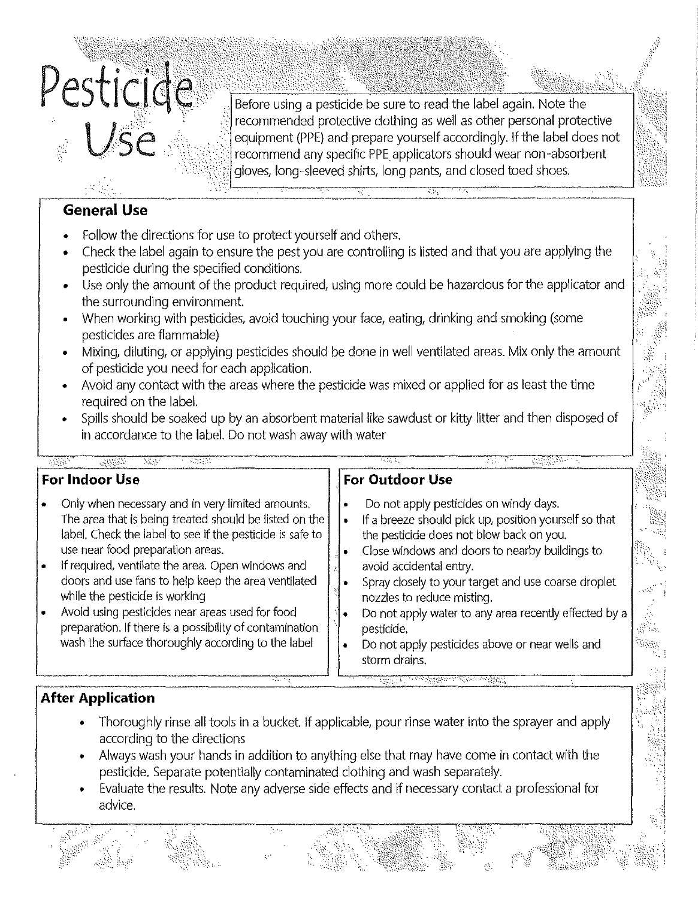# Pesticide Use

Before using a pesticide be sure to read the label again. Note the recommended protective clothing as well as other personal protective equipment (PPE) and prepare yourself accordingly. If the label does not recommend any specific PPE applicators should wear non-absorbent gloves, long-sleeved shirts, long pants, and closed toed shoes.

## General Use

- Follow the directions for use to protect yourself and others.
- Check the label again to ensure the pest you are controlling is listed and that you are applying the pesticide during the specified conditions.
- Use only the amount of the product required, using more could be hazardous for the applicator and the surrounding environment.
- When working with pesticides, avoid touching your face, eating, drinking and smoking (some pesticides are flammable)
- Mixing, diluting, or applying pesticides should be done in well ventilated areas. Mix only the amount of pesticide you need for each application.
- Avoid any contact with the areas where the pesticide was mixed or applied for as least the time required on the label.
- Spills should be soaked up by an absorbent material like sawdust or kitty litter and then disposed of in accordance to the label. Do not wash away with water

## For Indoor Use

- Only when necessary and in very limited amounts. The area that is being treated should be listed on the label. Check the label to see if the pesticide is safe to use near food preparation areas.
- If required, ventilate the area. Open windows and doors and use fans to help keep the area ventilated while the pesticide is working
- Avoid using pesticides near areas used for food preparation. If there is a possibility of contamination wash the surface thoroughly according to the label

## For Outdoor Use

- Do not apply pesticides on windy days.
- If a breeze should pick up, position yourself so that the pesticide does not blow back on you.
- Close windows and doors to nearby buildings to avoid accidental entry.
- Spray closely to your target and use coarse droplet nozzles to reduce misting.
- Do not apply water to any area recently effected by a pesticide.
- Do not apply pesticides above or near wells and storm drains.

## After Application

- Thoroughly rinse all tools in a bucket. If applicable, pour rinse water into the sprayer and apply according to the directions
- Always wash your hands in addition to anything else that may have come in contact with the pesticide. Separate potentially contaminated clothing and wash separately.
- Evaluate the results. Note any adverse side effects and if necessary contact a professional for advice.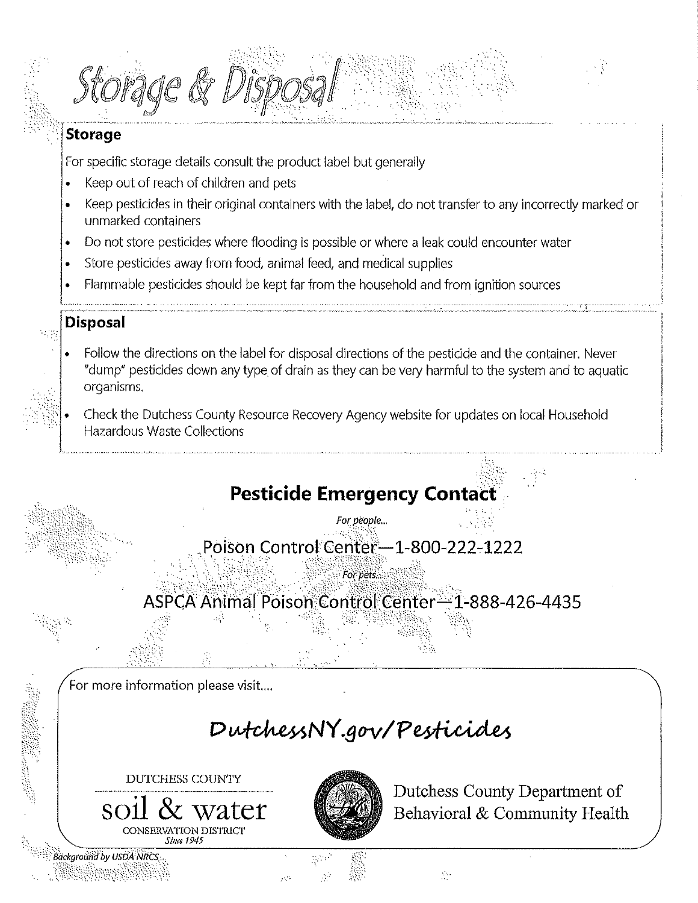# Storage & Disposal

## Storage

For specific storage details consult the product label but generally

- Keep out of reach of children and pets
- Keep pesticides in their original containers with the label, do not transfer to any incorrectly marked or unmarked containers
- Do not store pesticides where flooding is possible or where a leak could encounter water
- Store pesticides away from food, animal feed, and medical supplies
- Flammable pesticides should be kept far from the household and from ignition sources

## Disposal

- Follow the directions on the label for disposal directions of the pesticide and the container. Never "dump" pesticides down any type of drain as they can be very harmful to the system and to aquatic organisms.
- Check the Dutchess County Resource Recovery Agency website for updates on local Household Hazardous Waste Collections

## Pesticide Emergency Contact

*For people...*

Poison Control Center—1-800-222-1222

*For pets...*

ASPCA Animal Poison Control Center—1-888-426-4435

For more information please visit....

**DutchessNY.gov/Pesticides**

DUTCHESS COUNTY
soil & water
CONSERVATION DISTRICT
*Since 1945*

Dutchess County Department of Behavioral & Community Health

*Background by USDA NRCS*